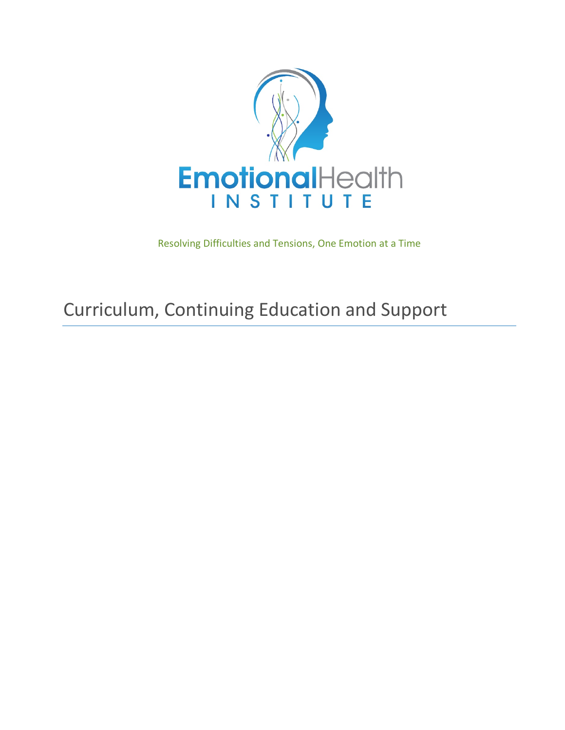EmotionalHealth INSTITUTE

Resolving Difficulties and Tensions, One Emotion at a Time

# Curriculum, Continuing Education and Support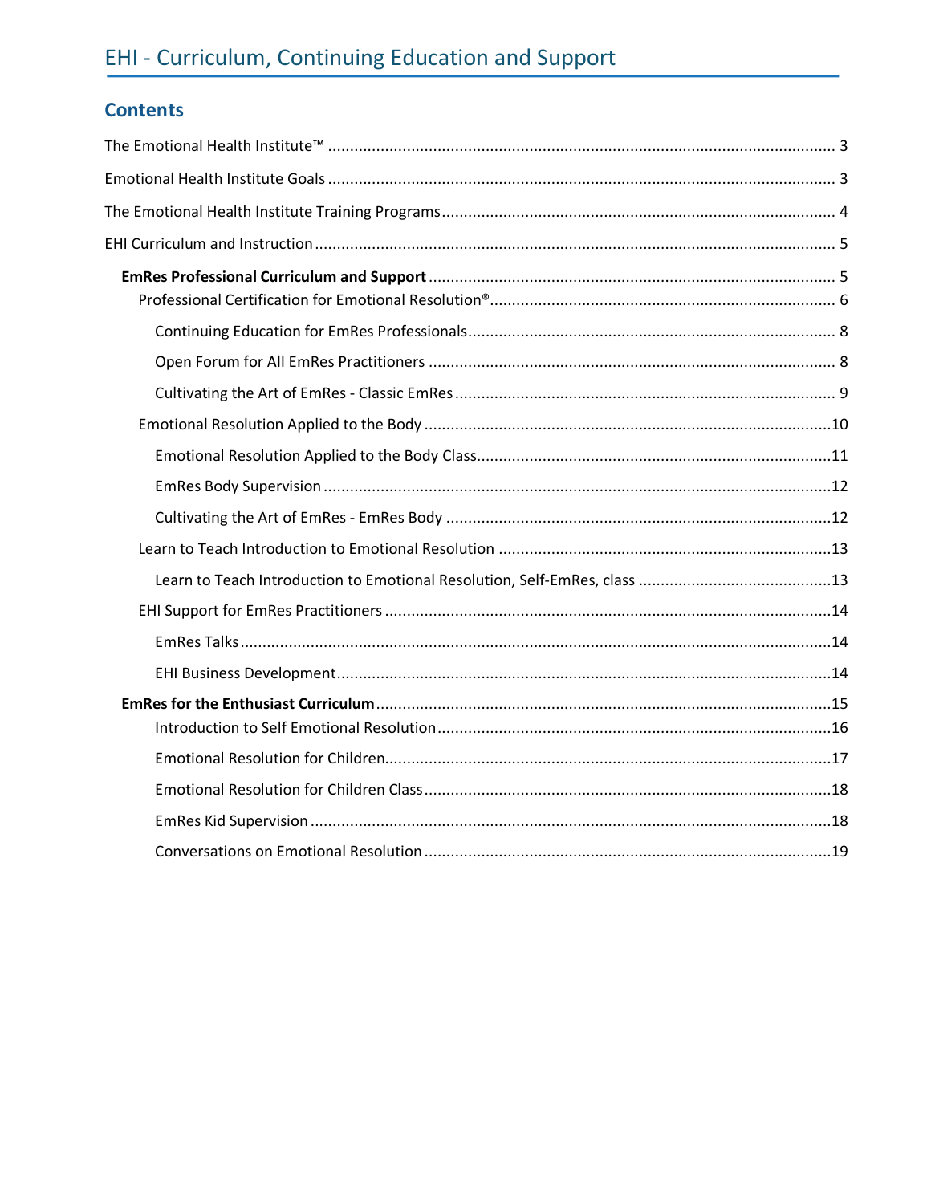# EHI - Curriculum, Continuing Education and Support

## Contents

The Emotional Health Institute™ ........................................ 3

Emotional Health Institute Goals ........................................ 3

The Emotional Health Institute Training Programs ........................................ 4

EHI Curriculum and Instruction ........................................ 5

- **EmRes Professional Curriculum and Support** ........................................ 5
  - Professional Certification for Emotional Resolution® ........................................ 6
    - Continuing Education for EmRes Professionals ........................................ 8
    - Open Forum for All EmRes Practitioners ........................................ 8
    - Cultivating the Art of EmRes - Classic EmRes ........................................ 9
  - Emotional Resolution Applied to the Body ........................................ 10
    - Emotional Resolution Applied to the Body Class ........................................ 11
    - EmRes Body Supervision ........................................ 12
    - Cultivating the Art of EmRes - EmRes Body ........................................ 12
  - Learn to Teach Introduction to Emotional Resolution ........................................ 13
    - Learn to Teach Introduction to Emotional Resolution, Self-EmRes, class ........................................ 13
  - EHI Support for EmRes Practitioners ........................................ 14
    - EmRes Talks ........................................ 14
    - EHI Business Development ........................................ 14
- **EmRes for the Enthusiast Curriculum** ........................................ 15
    - Introduction to Self Emotional Resolution ........................................ 16
    - Emotional Resolution for Children ........................................ 17
    - Emotional Resolution for Children Class ........................................ 18
    - EmRes Kid Supervision ........................................ 18
    - Conversations on Emotional Resolution ........................................ 19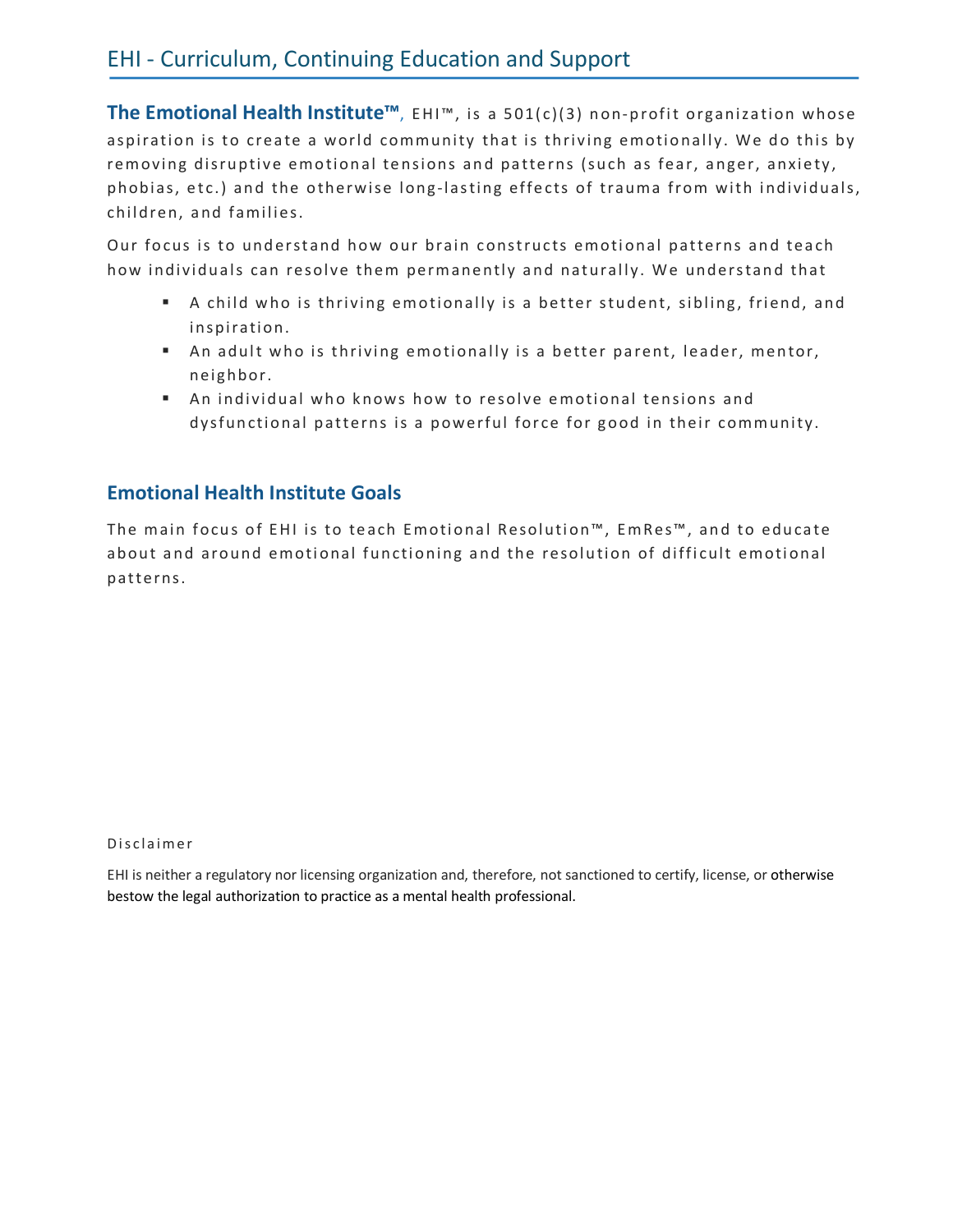# EHI - Curriculum, Continuing Education and Support

**The Emotional Health Institute™**, EHI™, is a 501(c)(3) non-profit organization whose aspiration is to create a world community that is thriving emotionally. We do this by removing disruptive emotional tensions and patterns (such as fear, anger, anxiety, phobias, etc.) and the otherwise long-lasting effects of trauma from with individuals, children, and families.

Our focus is to understand how our brain constructs emotional patterns and teach how individuals can resolve them permanently and naturally. We understand that

- A child who is thriving emotionally is a better student, sibling, friend, and inspiration.
- An adult who is thriving emotionally is a better parent, leader, mentor, neighbor.
- An individual who knows how to resolve emotional tensions and dysfunctional patterns is a powerful force for good in their community.

## Emotional Health Institute Goals

The main focus of EHI is to teach Emotional Resolution™, EmRes™, and to educate about and around emotional functioning and the resolution of difficult emotional patterns.

Disclaimer

EHI is neither a regulatory nor licensing organization and, therefore, not sanctioned to certify, license, or otherwise bestow the legal authorization to practice as a mental health professional.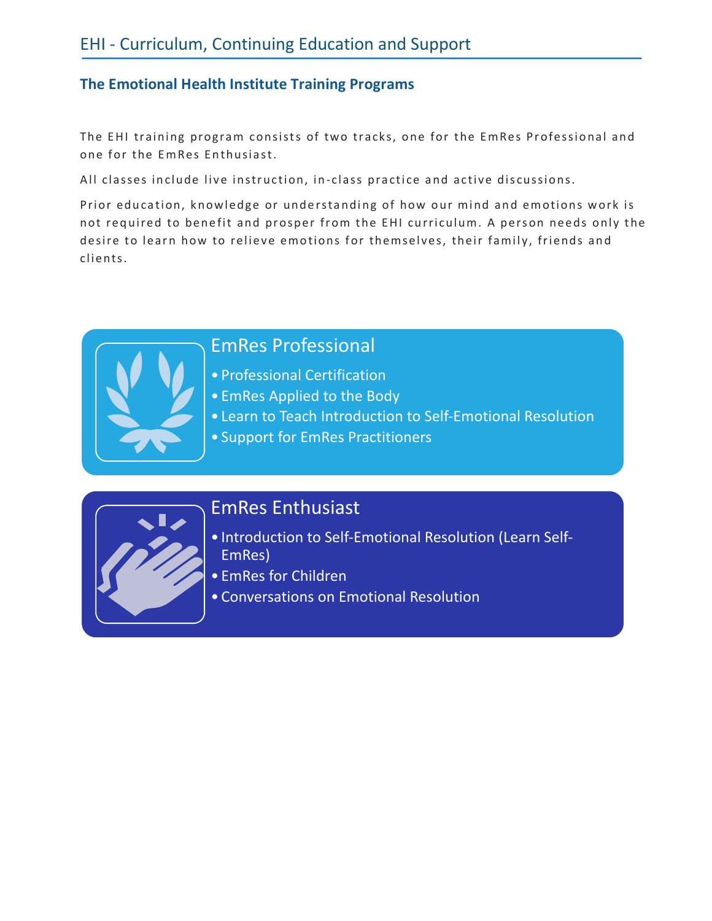## EHI - Curriculum, Continuing Education and Support

### The Emotional Health Institute Training Programs

The EHI training program consists of two tracks, one for the EmRes Professional and one for the EmRes Enthusiast.

All classes include live instruction, in-class practice and active discussions.

Prior education, knowledge or understanding of how our mind and emotions work is not required to benefit and prosper from the EHI curriculum. A person needs only the desire to learn how to relieve emotions for themselves, their family, friends and clients.

#### EmRes Professional

- Professional Certification
- EmRes Applied to the Body
- Learn to Teach Introduction to Self-Emotional Resolution
- Support for EmRes Practitioners

#### EmRes Enthusiast

- Introduction to Self-Emotional Resolution (Learn Self-EmRes)
- EmRes for Children
- Conversations on Emotional Resolution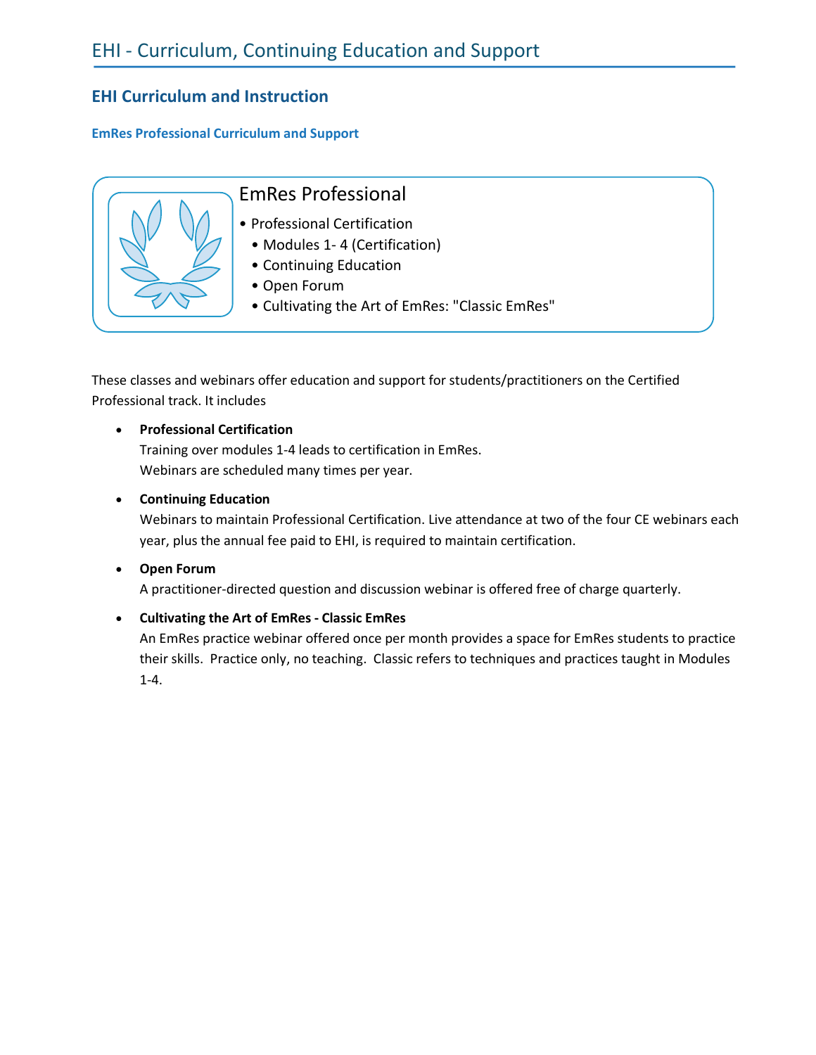# EHI - Curriculum, Continuing Education and Support

## EHI Curriculum and Instruction

### EmRes Professional Curriculum and Support

EmRes Professional

- Professional Certification
  - Modules 1- 4 (Certification)
  - Continuing Education
  - Open Forum
  - Cultivating the Art of EmRes: "Classic EmRes"

These classes and webinars offer education and support for students/practitioners on the Certified Professional track. It includes

- **Professional Certification**
  Training over modules 1-4 leads to certification in EmRes.
  Webinars are scheduled many times per year.

- **Continuing Education**
  Webinars to maintain Professional Certification. Live attendance at two of the four CE webinars each year, plus the annual fee paid to EHI, is required to maintain certification.

- **Open Forum**
  A practitioner-directed question and discussion webinar is offered free of charge quarterly.

- **Cultivating the Art of EmRes - Classic EmRes**
  An EmRes practice webinar offered once per month provides a space for EmRes students to practice their skills. Practice only, no teaching. Classic refers to techniques and practices taught in Modules 1-4.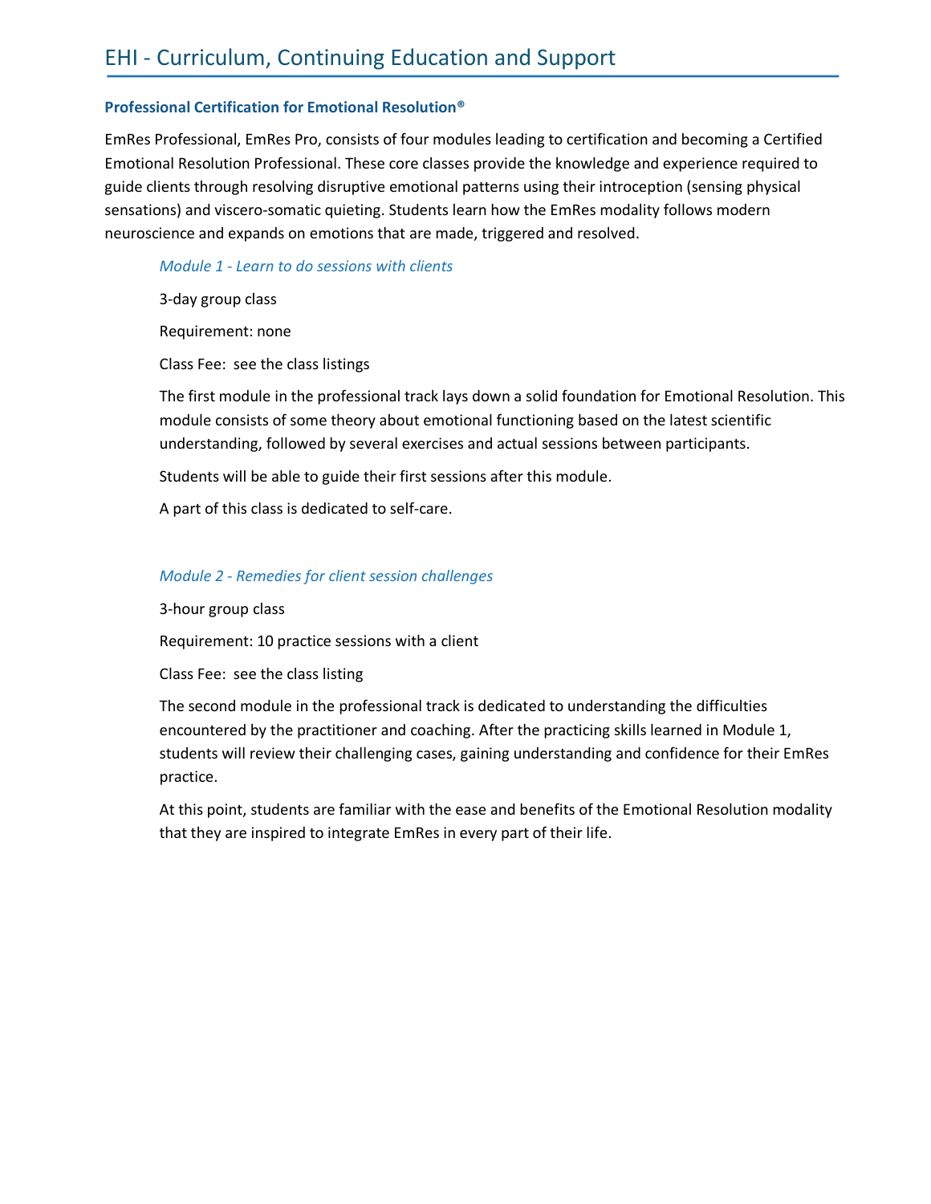# EHI - Curriculum, Continuing Education and Support

### Professional Certification for Emotional Resolution®

EmRes Professional, EmRes Pro, consists of four modules leading to certification and becoming a Certified Emotional Resolution Professional. These core classes provide the knowledge and experience required to guide clients through resolving disruptive emotional patterns using their introception (sensing physical sensations) and viscero-somatic quieting. Students learn how the EmRes modality follows modern neuroscience and expands on emotions that are made, triggered and resolved.

#### *Module 1 - Learn to do sessions with clients*

3-day group class

Requirement: none

Class Fee: see the class listings

The first module in the professional track lays down a solid foundation for Emotional Resolution. This module consists of some theory about emotional functioning based on the latest scientific understanding, followed by several exercises and actual sessions between participants.

Students will be able to guide their first sessions after this module.

A part of this class is dedicated to self-care.

#### *Module 2 - Remedies for client session challenges*

3-hour group class

Requirement: 10 practice sessions with a client

Class Fee: see the class listing

The second module in the professional track is dedicated to understanding the difficulties encountered by the practitioner and coaching. After the practicing skills learned in Module 1, students will review their challenging cases, gaining understanding and confidence for their EmRes practice.

At this point, students are familiar with the ease and benefits of the Emotional Resolution modality that they are inspired to integrate EmRes in every part of their life.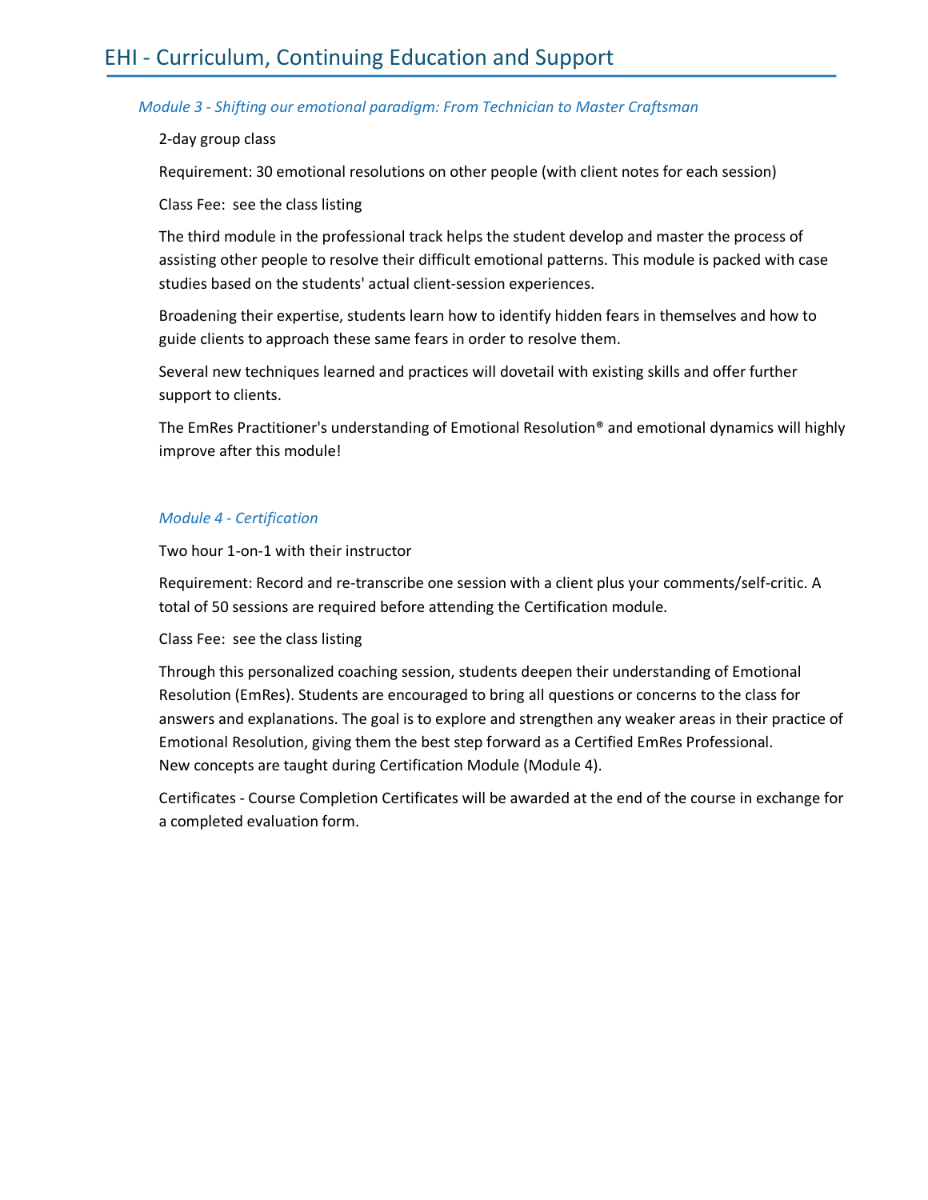# EHI - Curriculum, Continuing Education and Support

### *Module 3 - Shifting our emotional paradigm: From Technician to Master Craftsman*

2-day group class

Requirement: 30 emotional resolutions on other people (with client notes for each session)

Class Fee: see the class listing

The third module in the professional track helps the student develop and master the process of assisting other people to resolve their difficult emotional patterns. This module is packed with case studies based on the students' actual client-session experiences.

Broadening their expertise, students learn how to identify hidden fears in themselves and how to guide clients to approach these same fears in order to resolve them.

Several new techniques learned and practices will dovetail with existing skills and offer further support to clients.

The EmRes Practitioner's understanding of Emotional Resolution® and emotional dynamics will highly improve after this module!

### *Module 4 - Certification*

Two hour 1-on-1 with their instructor

Requirement: Record and re-transcribe one session with a client plus your comments/self-critic. A total of 50 sessions are required before attending the Certification module.

Class Fee: see the class listing

Through this personalized coaching session, students deepen their understanding of Emotional Resolution (EmRes). Students are encouraged to bring all questions or concerns to the class for answers and explanations. The goal is to explore and strengthen any weaker areas in their practice of Emotional Resolution, giving them the best step forward as a Certified EmRes Professional.
New concepts are taught during Certification Module (Module 4).

Certificates - Course Completion Certificates will be awarded at the end of the course in exchange for a completed evaluation form.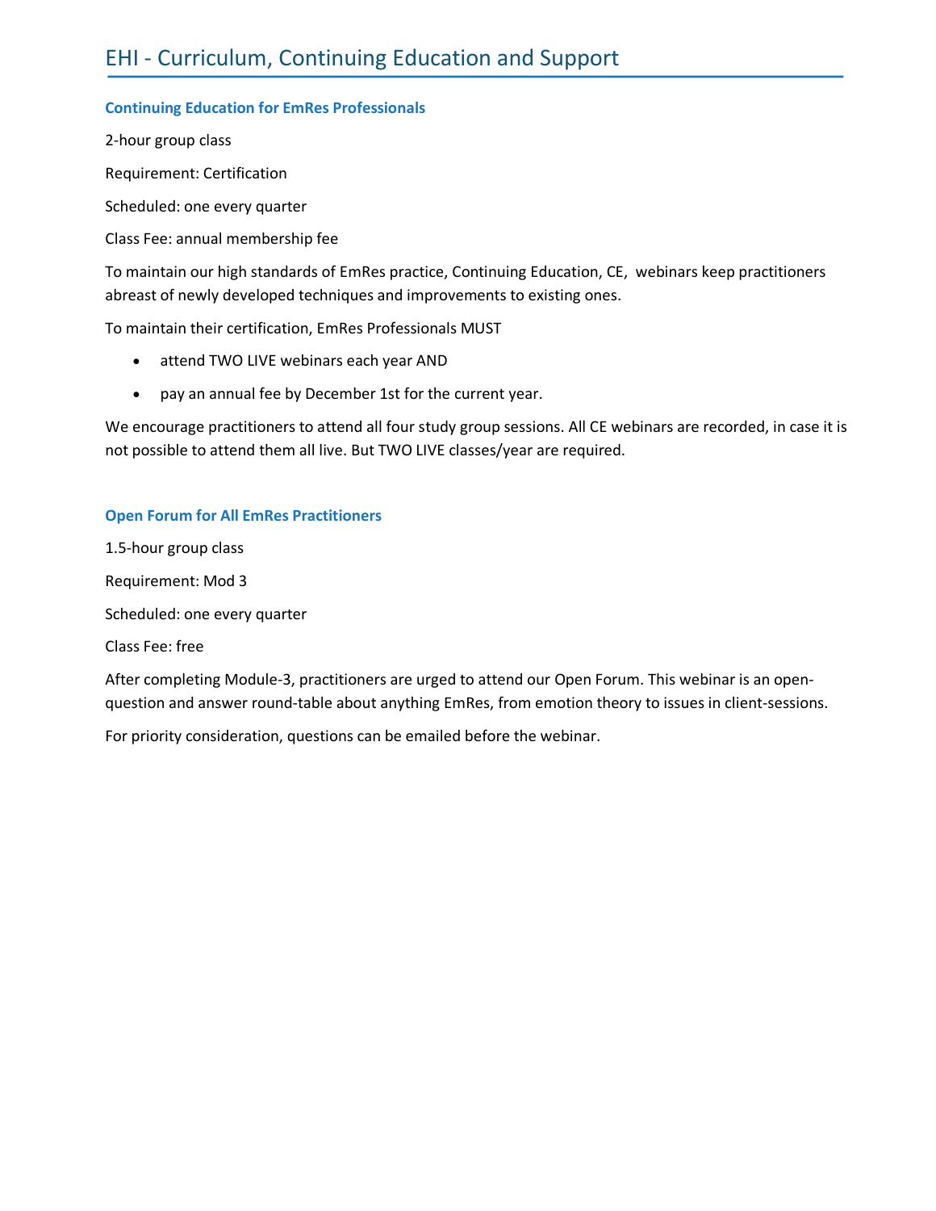# EHI - Curriculum, Continuing Education and Support

### Continuing Education for EmRes Professionals

2-hour group class

Requirement: Certification

Scheduled: one every quarter

Class Fee: annual membership fee

To maintain our high standards of EmRes practice, Continuing Education, CE, webinars keep practitioners abreast of newly developed techniques and improvements to existing ones.

To maintain their certification, EmRes Professionals MUST

- attend TWO LIVE webinars each year AND
- pay an annual fee by December 1st for the current year.

We encourage practitioners to attend all four study group sessions. All CE webinars are recorded, in case it is not possible to attend them all live. But TWO LIVE classes/year are required.

### Open Forum for All EmRes Practitioners

1.5-hour group class

Requirement: Mod 3

Scheduled: one every quarter

Class Fee: free

After completing Module-3, practitioners are urged to attend our Open Forum. This webinar is an open-question and answer round-table about anything EmRes, from emotion theory to issues in client-sessions.

For priority consideration, questions can be emailed before the webinar.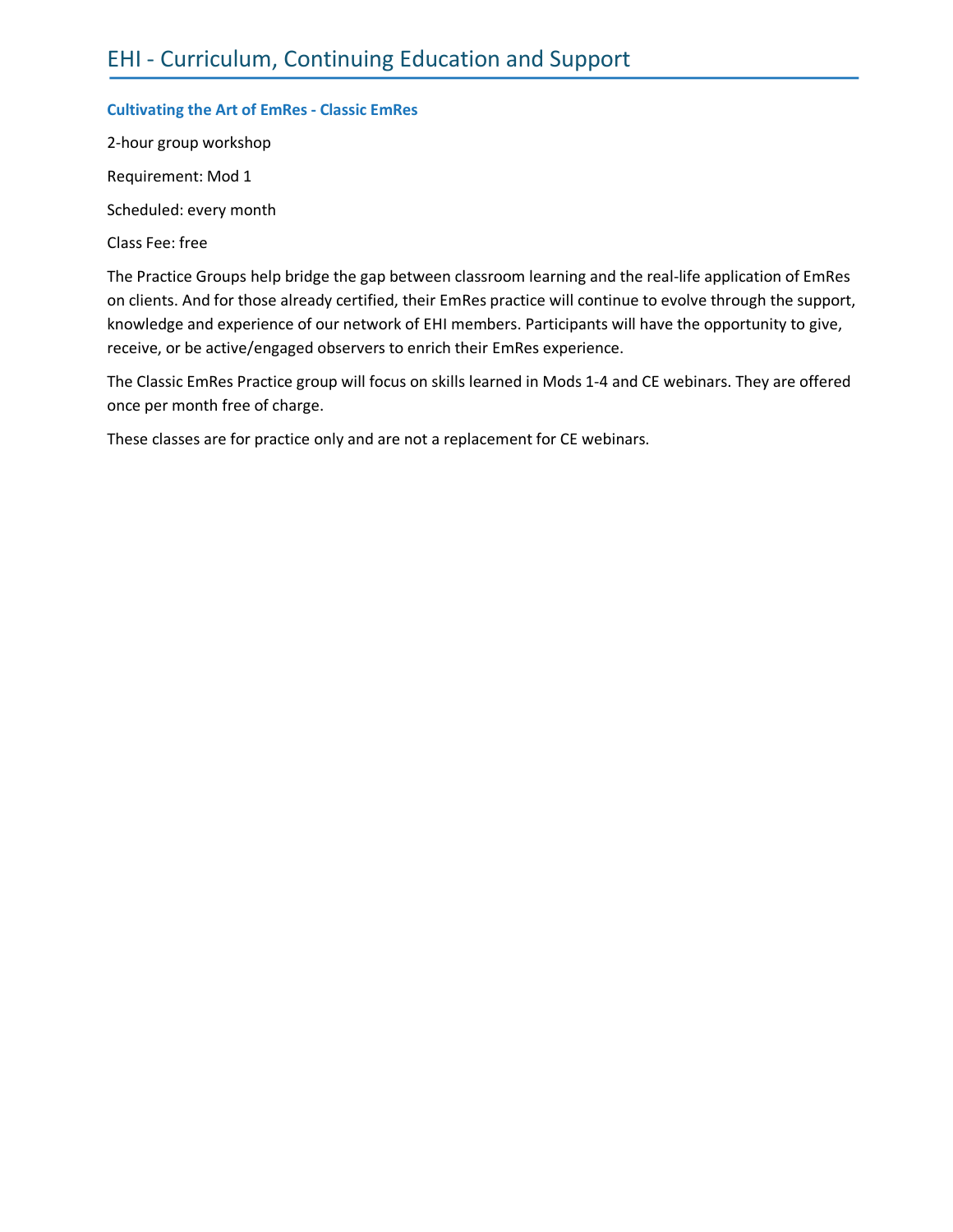## Cultivating the Art of EmRes - Classic EmRes

2-hour group workshop

Requirement: Mod 1

Scheduled: every month

Class Fee: free

The Practice Groups help bridge the gap between classroom learning and the real-life application of EmRes on clients. And for those already certified, their EmRes practice will continue to evolve through the support, knowledge and experience of our network of EHI members. Participants will have the opportunity to give, receive, or be active/engaged observers to enrich their EmRes experience.

The Classic EmRes Practice group will focus on skills learned in Mods 1-4 and CE webinars. They are offered once per month free of charge.

These classes are for practice only and are not a replacement for CE webinars.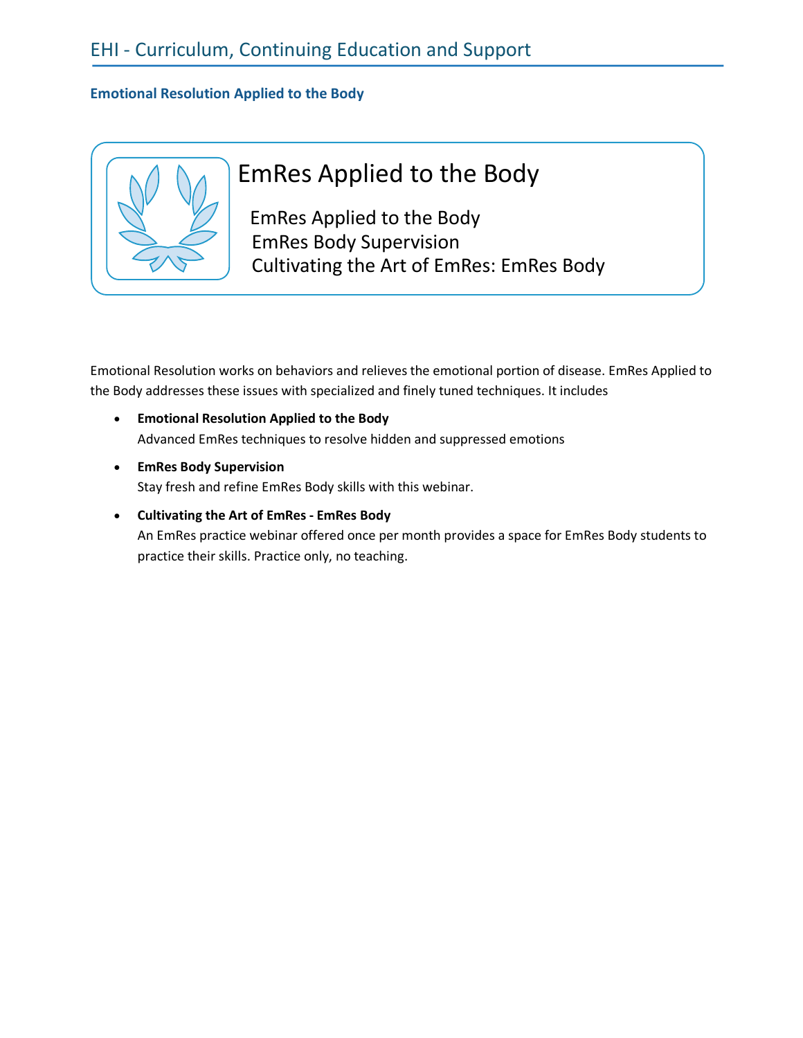### Emotional Resolution Applied to the Body

## EmRes Applied to the Body

EmRes Applied to the Body
EmRes Body Supervision
Cultivating the Art of EmRes: EmRes Body

Emotional Resolution works on behaviors and relieves the emotional portion of disease. EmRes Applied to the Body addresses these issues with specialized and finely tuned techniques. It includes

- **Emotional Resolution Applied to the Body**
  Advanced EmRes techniques to resolve hidden and suppressed emotions
- **EmRes Body Supervision**
  Stay fresh and refine EmRes Body skills with this webinar.
- **Cultivating the Art of EmRes - EmRes Body**
  An EmRes practice webinar offered once per month provides a space for EmRes Body students to practice their skills. Practice only, no teaching.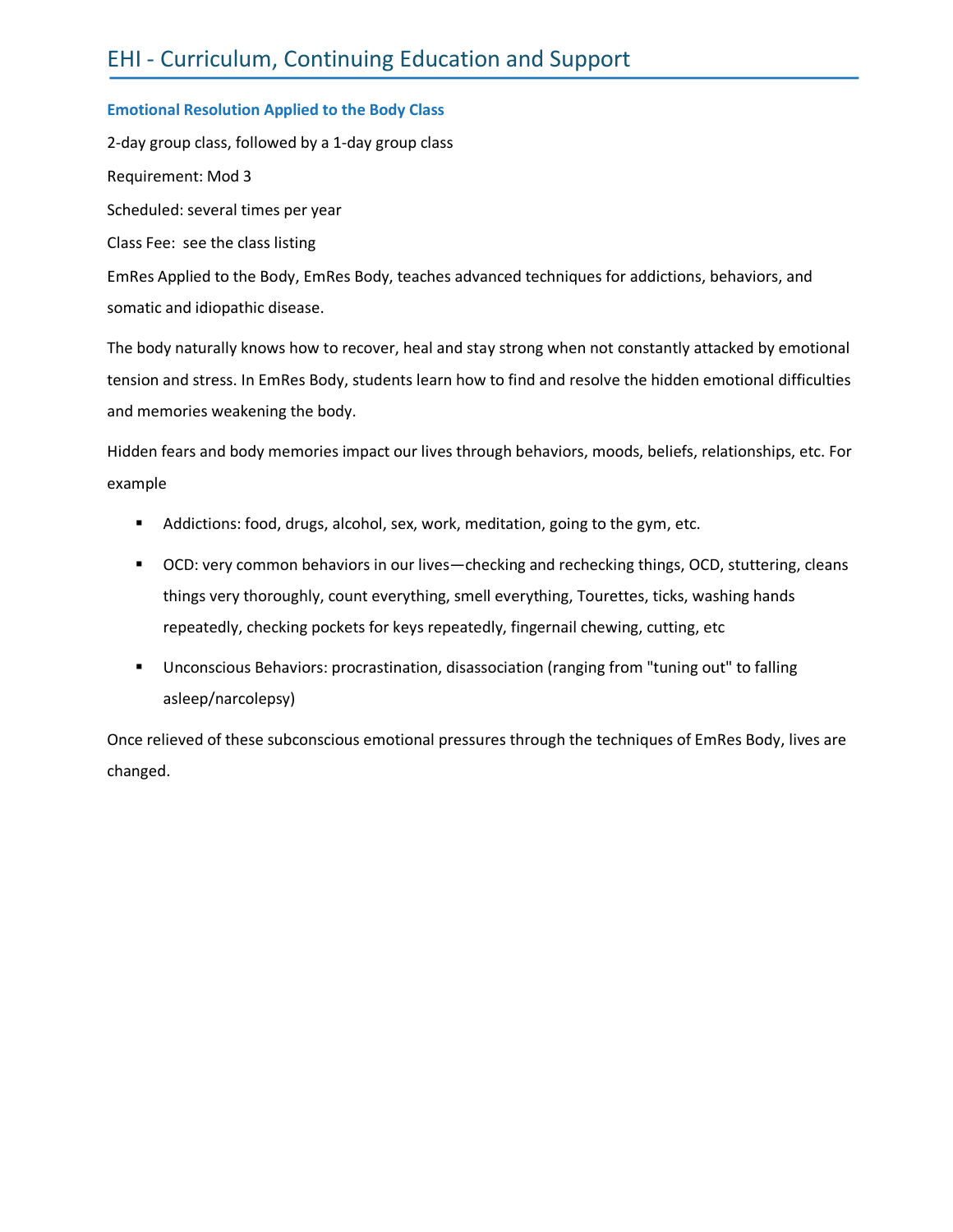## Emotional Resolution Applied to the Body Class

2-day group class, followed by a 1-day group class

Requirement: Mod 3

Scheduled: several times per year

Class Fee: see the class listing

EmRes Applied to the Body, EmRes Body, teaches advanced techniques for addictions, behaviors, and somatic and idiopathic disease.

The body naturally knows how to recover, heal and stay strong when not constantly attacked by emotional tension and stress. In EmRes Body, students learn how to find and resolve the hidden emotional difficulties and memories weakening the body.

Hidden fears and body memories impact our lives through behaviors, moods, beliefs, relationships, etc. For example

- Addictions: food, drugs, alcohol, sex, work, meditation, going to the gym, etc.
- OCD: very common behaviors in our lives—checking and rechecking things, OCD, stuttering, cleans things very thoroughly, count everything, smell everything, Tourettes, ticks, washing hands repeatedly, checking pockets for keys repeatedly, fingernail chewing, cutting, etc
- Unconscious Behaviors: procrastination, disassociation (ranging from "tuning out" to falling asleep/narcolepsy)

Once relieved of these subconscious emotional pressures through the techniques of EmRes Body, lives are changed.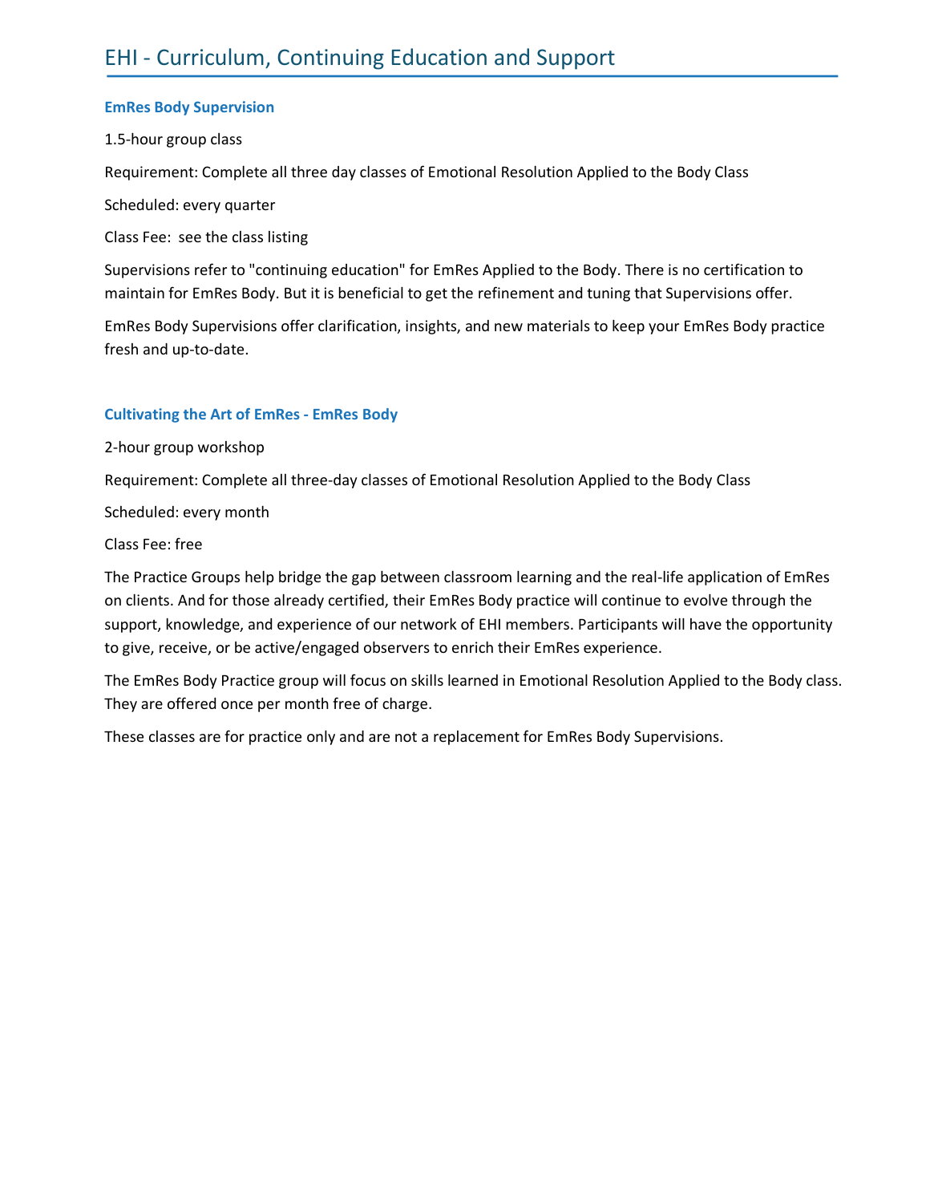### EmRes Body Supervision

1.5-hour group class

Requirement: Complete all three day classes of Emotional Resolution Applied to the Body Class

Scheduled: every quarter

Class Fee: see the class listing

Supervisions refer to "continuing education" for EmRes Applied to the Body. There is no certification to maintain for EmRes Body. But it is beneficial to get the refinement and tuning that Supervisions offer.

EmRes Body Supervisions offer clarification, insights, and new materials to keep your EmRes Body practice fresh and up-to-date.

### Cultivating the Art of EmRes - EmRes Body

2-hour group workshop

Requirement: Complete all three-day classes of Emotional Resolution Applied to the Body Class

Scheduled: every month

Class Fee: free

The Practice Groups help bridge the gap between classroom learning and the real-life application of EmRes on clients. And for those already certified, their EmRes Body practice will continue to evolve through the support, knowledge, and experience of our network of EHI members. Participants will have the opportunity to give, receive, or be active/engaged observers to enrich their EmRes experience.

The EmRes Body Practice group will focus on skills learned in Emotional Resolution Applied to the Body class. They are offered once per month free of charge.

These classes are for practice only and are not a replacement for EmRes Body Supervisions.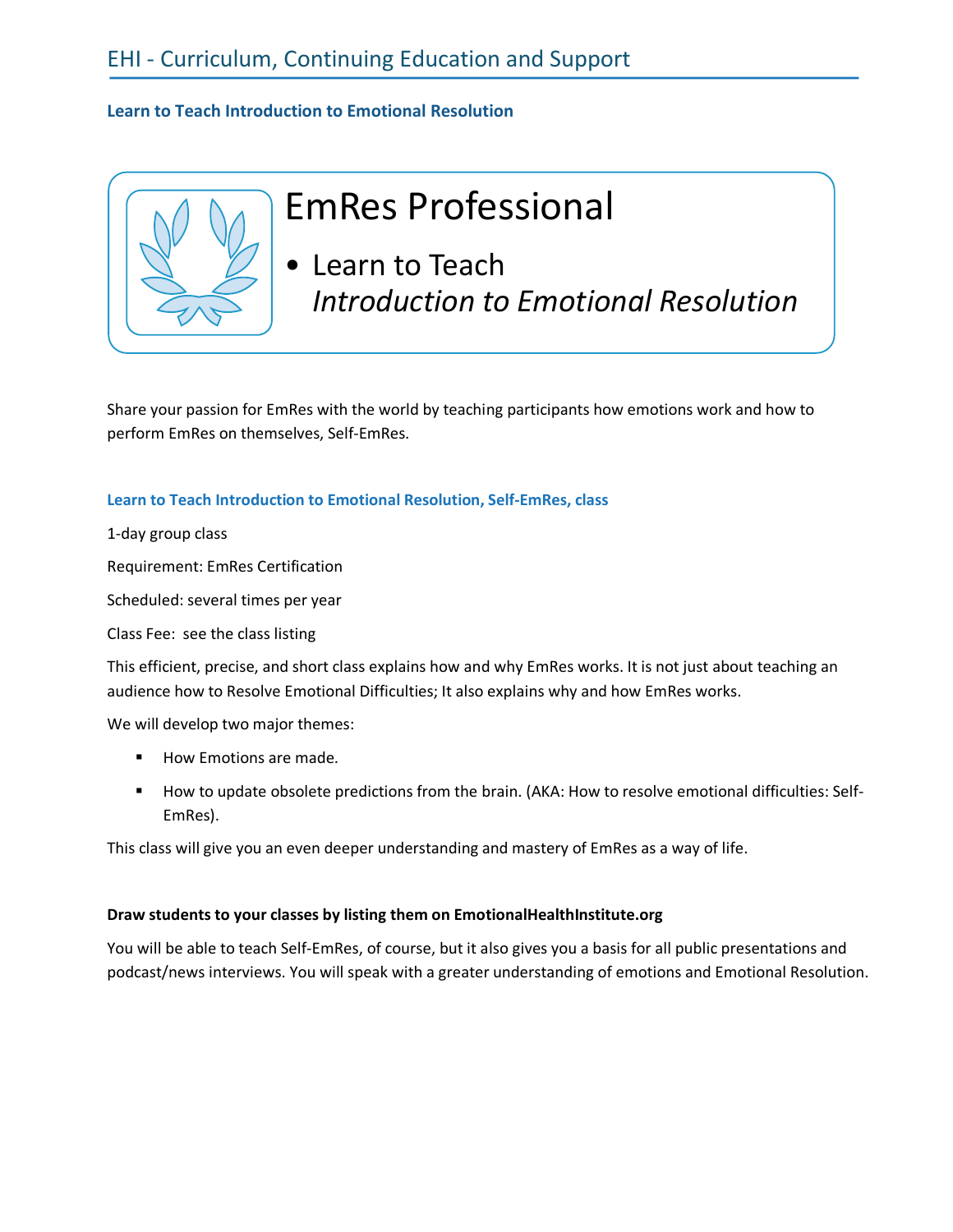## Learn to Teach Introduction to Emotional Resolution

# EmRes Professional

- Learn to Teach
  *Introduction to Emotional Resolution*

Share your passion for EmRes with the world by teaching participants how emotions work and how to perform EmRes on themselves, Self-EmRes.

### Learn to Teach Introduction to Emotional Resolution, Self-EmRes, class

1-day group class

Requirement: EmRes Certification

Scheduled: several times per year

Class Fee: see the class listing

This efficient, precise, and short class explains how and why EmRes works. It is not just about teaching an audience how to Resolve Emotional Difficulties; It also explains why and how EmRes works.

We will develop two major themes:

- How Emotions are made.
- How to update obsolete predictions from the brain. (AKA: How to resolve emotional difficulties: Self-EmRes).

This class will give you an even deeper understanding and mastery of EmRes as a way of life.

**Draw students to your classes by listing them on EmotionalHealthInstitute.org**

You will be able to teach Self-EmRes, of course, but it also gives you a basis for all public presentations and podcast/news interviews. You will speak with a greater understanding of emotions and Emotional Resolution.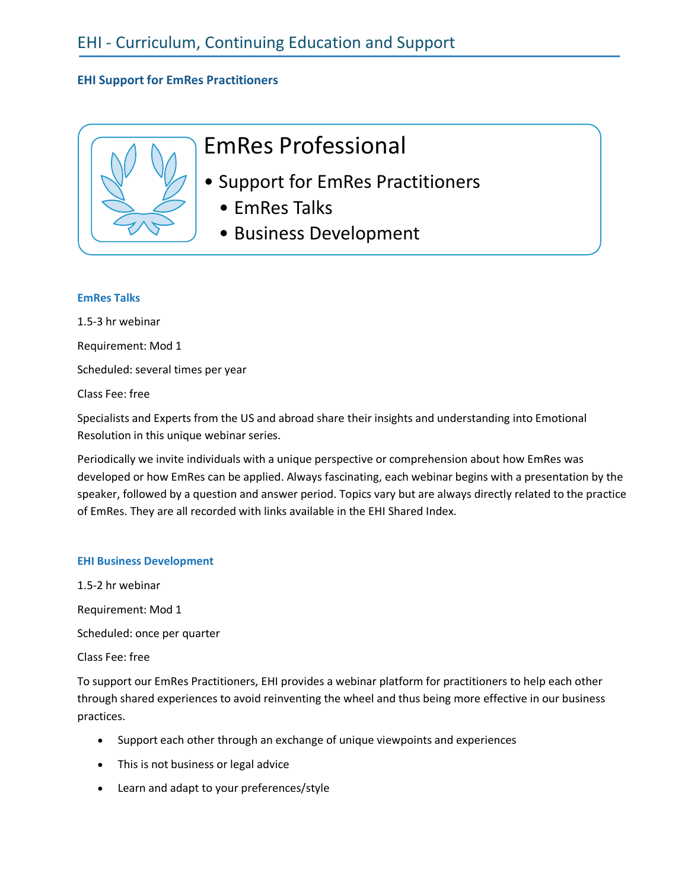## EHI - Curriculum, Continuing Education and Support

### EHI Support for EmRes Practitioners

**EmRes Professional**

- Support for EmRes Practitioners
  - EmRes Talks
  - Business Development

#### EmRes Talks

1.5-3 hr webinar

Requirement: Mod 1

Scheduled: several times per year

Class Fee: free

Specialists and Experts from the US and abroad share their insights and understanding into Emotional Resolution in this unique webinar series.

Periodically we invite individuals with a unique perspective or comprehension about how EmRes was developed or how EmRes can be applied. Always fascinating, each webinar begins with a presentation by the speaker, followed by a question and answer period. Topics vary but are always directly related to the practice of EmRes. They are all recorded with links available in the EHI Shared Index.

#### EHI Business Development

1.5-2 hr webinar

Requirement: Mod 1

Scheduled: once per quarter

Class Fee: free

To support our EmRes Practitioners, EHI provides a webinar platform for practitioners to help each other through shared experiences to avoid reinventing the wheel and thus being more effective in our business practices.

- Support each other through an exchange of unique viewpoints and experiences
- This is not business or legal advice
- Learn and adapt to your preferences/style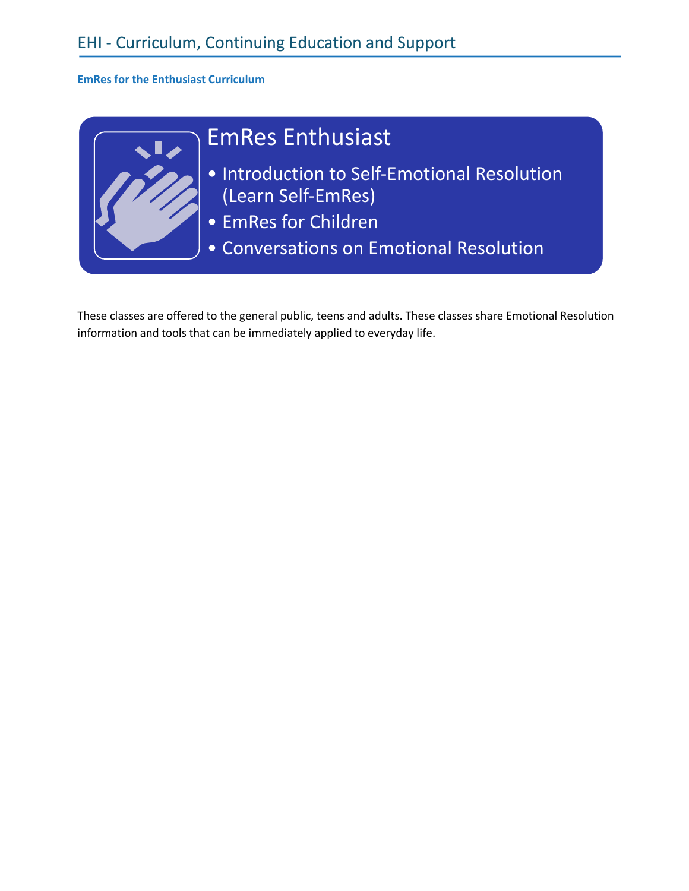# EHI - Curriculum, Continuing Education and Support

### EmRes for the Enthusiast Curriculum

## EmRes Enthusiast

- Introduction to Self-Emotional Resolution (Learn Self-EmRes)
- EmRes for Children
- Conversations on Emotional Resolution

These classes are offered to the general public, teens and adults. These classes share Emotional Resolution information and tools that can be immediately applied to everyday life.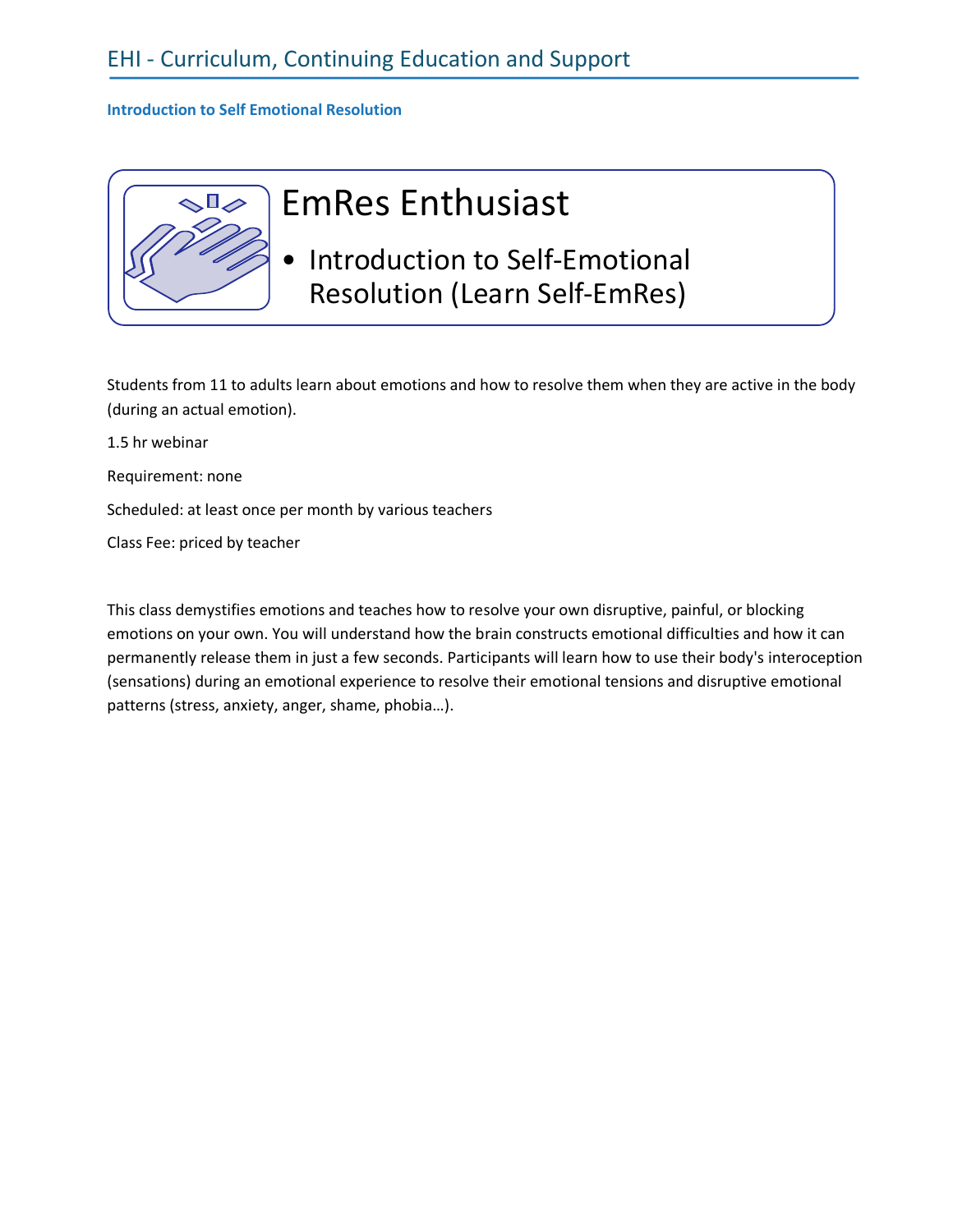**Introduction to Self Emotional Resolution**

# EmRes Enthusiast

- Introduction to Self-Emotional Resolution (Learn Self-EmRes)

Students from 11 to adults learn about emotions and how to resolve them when they are active in the body (during an actual emotion).

1.5 hr webinar

Requirement: none

Scheduled: at least once per month by various teachers

Class Fee: priced by teacher

This class demystifies emotions and teaches how to resolve your own disruptive, painful, or blocking emotions on your own. You will understand how the brain constructs emotional difficulties and how it can permanently release them in just a few seconds. Participants will learn how to use their body's interoception (sensations) during an emotional experience to resolve their emotional tensions and disruptive emotional patterns (stress, anxiety, anger, shame, phobia…).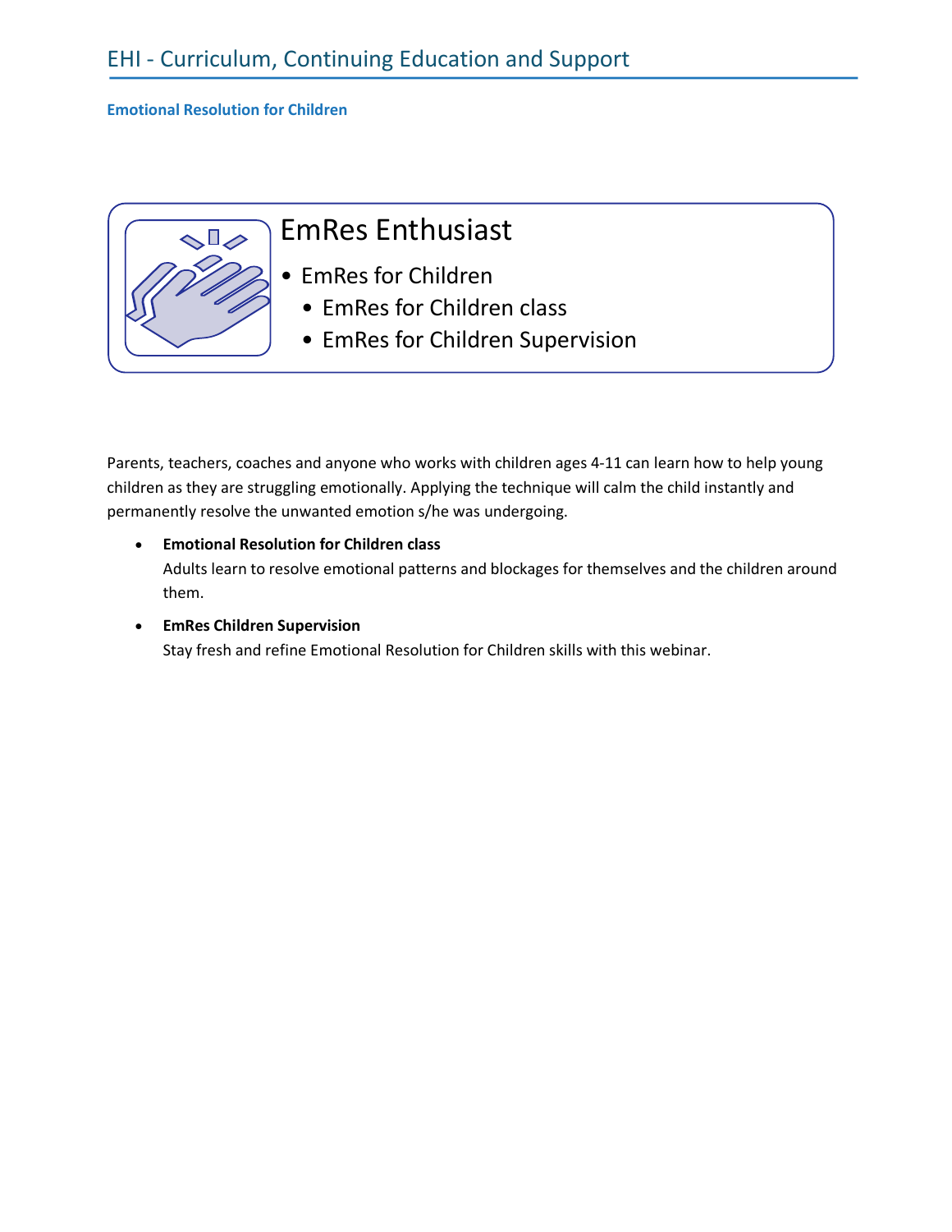### Emotional Resolution for Children

## EmRes Enthusiast

- EmRes for Children
  - EmRes for Children class
  - EmRes for Children Supervision

Parents, teachers, coaches and anyone who works with children ages 4-11 can learn how to help young children as they are struggling emotionally. Applying the technique will calm the child instantly and permanently resolve the unwanted emotion s/he was undergoing.

- **Emotional Resolution for Children class**
  Adults learn to resolve emotional patterns and blockages for themselves and the children around them.
- **EmRes Children Supervision**
  Stay fresh and refine Emotional Resolution for Children skills with this webinar.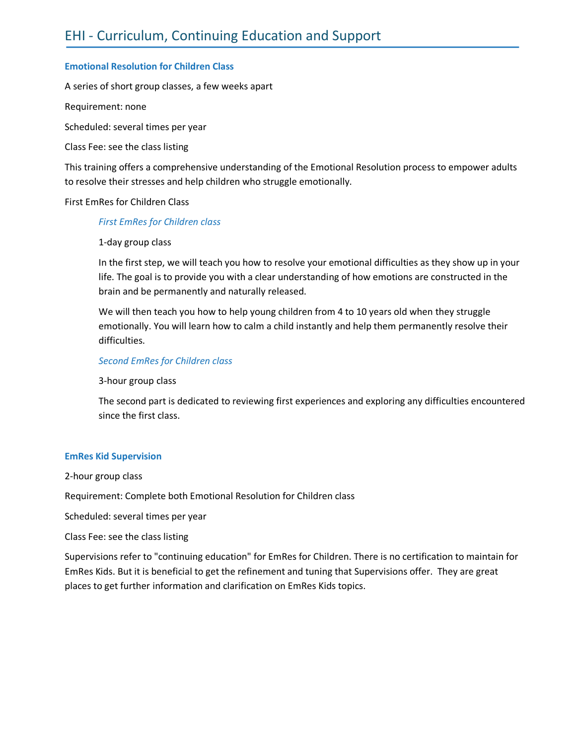# EHI - Curriculum, Continuing Education and Support

### Emotional Resolution for Children Class

A series of short group classes, a few weeks apart

Requirement: none

Scheduled: several times per year

Class Fee: see the class listing

This training offers a comprehensive understanding of the Emotional Resolution process to empower adults to resolve their stresses and help children who struggle emotionally.

First EmRes for Children Class

> *First EmRes for Children class*
>
> 1-day group class
>
> In the first step, we will teach you how to resolve your emotional difficulties as they show up in your life. The goal is to provide you with a clear understanding of how emotions are constructed in the brain and be permanently and naturally released.
>
> We will then teach you how to help young children from 4 to 10 years old when they struggle emotionally. You will learn how to calm a child instantly and help them permanently resolve their difficulties.
>
> *Second EmRes for Children class*
>
> 3-hour group class
>
> The second part is dedicated to reviewing first experiences and exploring any difficulties encountered since the first class.

### EmRes Kid Supervision

2-hour group class

Requirement: Complete both Emotional Resolution for Children class

Scheduled: several times per year

Class Fee: see the class listing

Supervisions refer to "continuing education" for EmRes for Children. There is no certification to maintain for EmRes Kids. But it is beneficial to get the refinement and tuning that Supervisions offer. They are great places to get further information and clarification on EmRes Kids topics.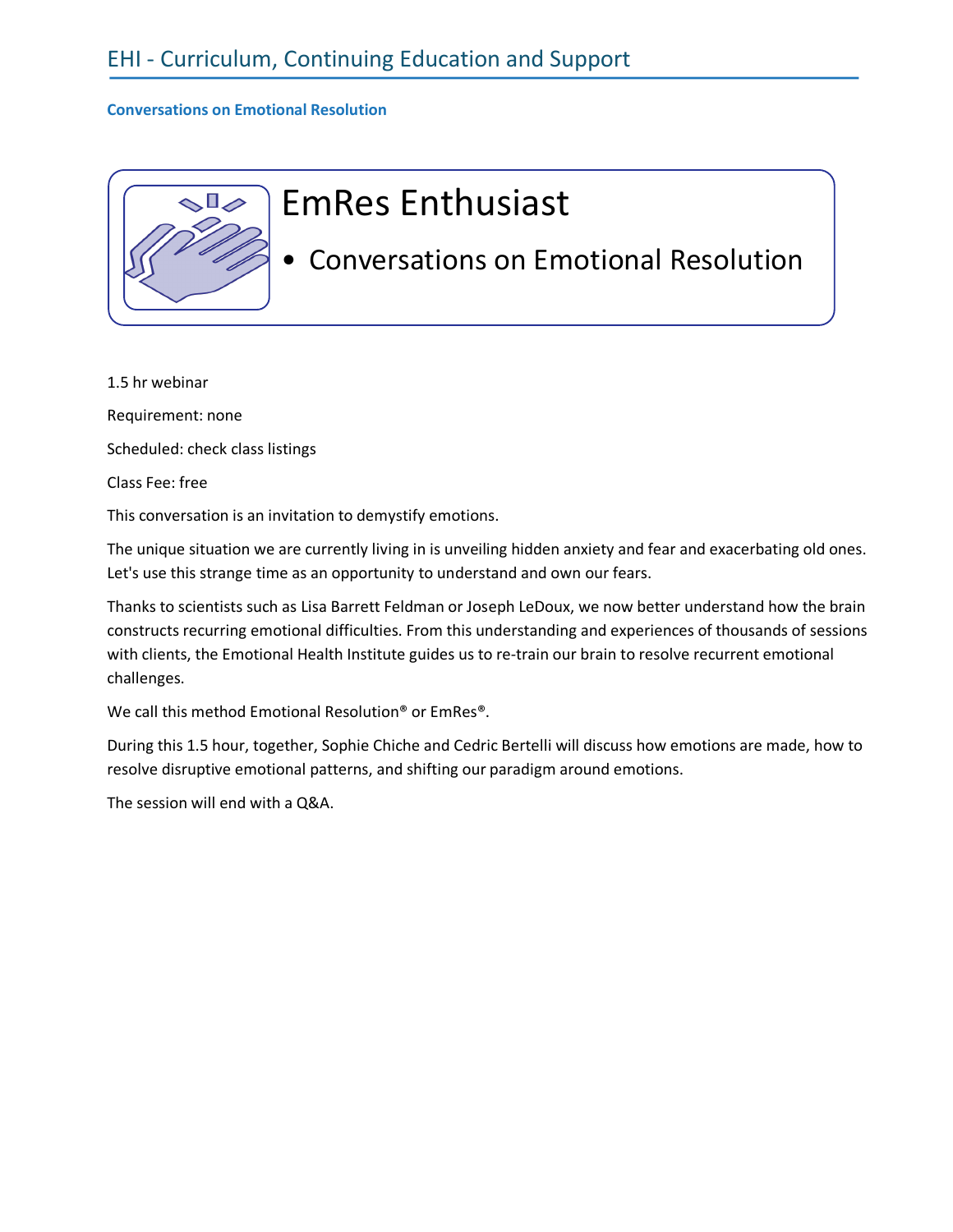**Conversations on Emotional Resolution**

# EmRes Enthusiast

- Conversations on Emotional Resolution

1.5 hr webinar

Requirement: none

Scheduled: check class listings

Class Fee: free

This conversation is an invitation to demystify emotions.

The unique situation we are currently living in is unveiling hidden anxiety and fear and exacerbating old ones. Let's use this strange time as an opportunity to understand and own our fears.

Thanks to scientists such as Lisa Barrett Feldman or Joseph LeDoux, we now better understand how the brain constructs recurring emotional difficulties. From this understanding and experiences of thousands of sessions with clients, the Emotional Health Institute guides us to re-train our brain to resolve recurrent emotional challenges.

We call this method Emotional Resolution® or EmRes®.

During this 1.5 hour, together, Sophie Chiche and Cedric Bertelli will discuss how emotions are made, how to resolve disruptive emotional patterns, and shifting our paradigm around emotions.

The session will end with a Q&A.